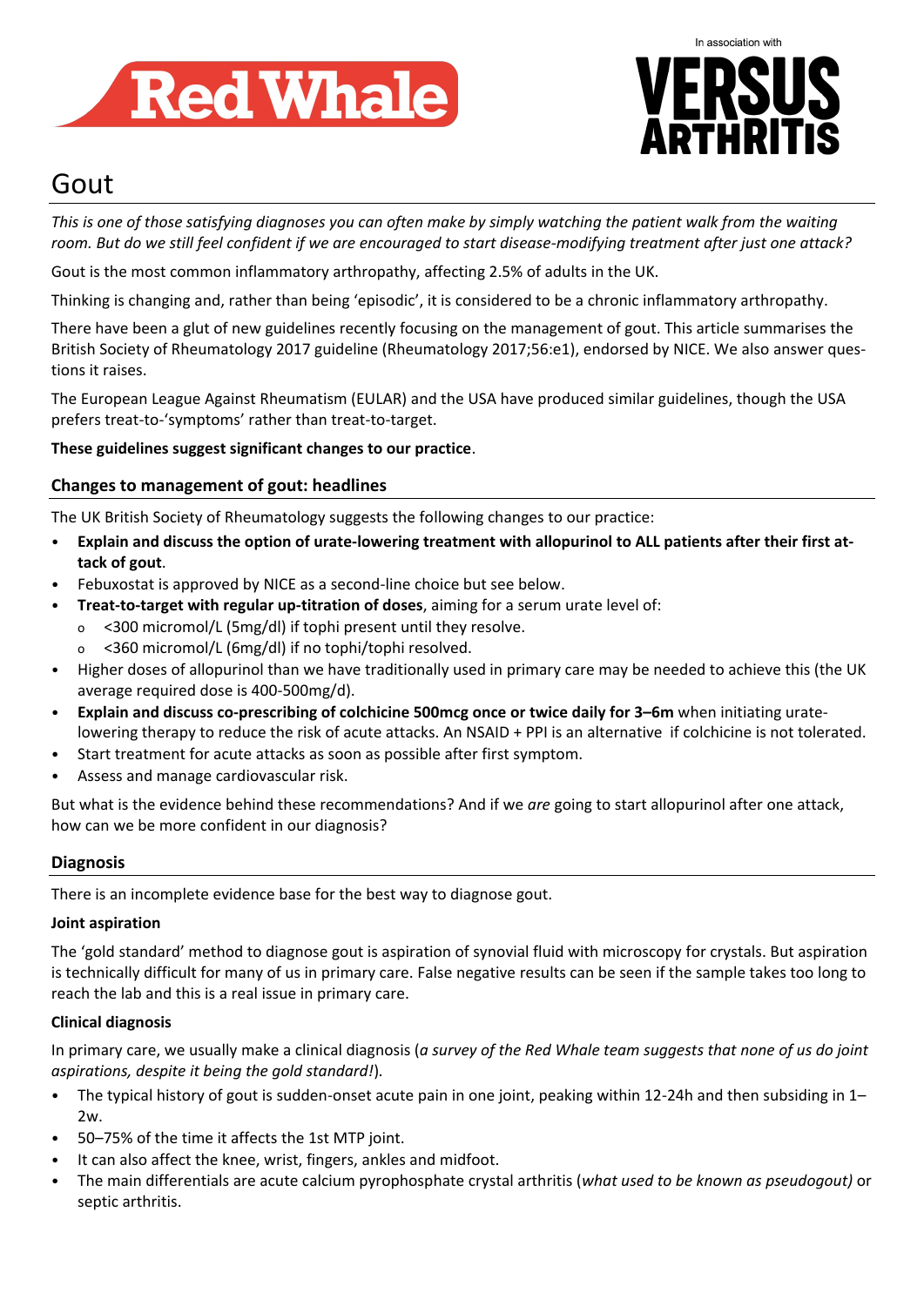# Gout

*This is one of those satisfying diagnoses you can often make by simply watching the patient walk from the waiting room. But do we still feel confident if we are encouraged to start disease-modifying treatment after just one attack?*

Gout is the most common inflammatory arthropathy, affecting 2.5% of adults in the UK.

Thinking is changing and, rather than being 'episodic', it is considered to be a chronic inflammatory arthropathy.

There have been a glut of new guidelines recently focusing on the management of gout. This article summarises the British Society of Rheumatology 2017 guideline (Rheumatology 2017;56:e1), endorsed by NICE. We also answer questions it raises.

The European League Against Rheumatism (EULAR) and the USA have produced similar guidelines, though the USA prefers treat-to-'symptoms' rather than treat-to-target.

**These guidelines suggest significant changes to our practice**.

## Changes to management of gout: headlines

The UK British Society of Rheumatology suggests the following changes to our practice:

- **Explain and discuss the option of urate-lowering treatment with allopurinol to ALL patients after their first attack of gout**.
- Febuxostat is approved by NICE as a second-line choice but see below.
- **Treat-to-target with regular up-titration of doses**, aiming for a serum urate level of:
  - <300 micromol/L (5mg/dl) if tophi present until they resolve.
  - <360 micromol/L (6mg/dl) if no tophi/tophi resolved.
- Higher doses of allopurinol than we have traditionally used in primary care may be needed to achieve this (the UK average required dose is 400-500mg/d).
- **Explain and discuss co-prescribing of colchicine 500mcg once or twice daily for 3–6m** when initiating urate-lowering therapy to reduce the risk of acute attacks. An NSAID + PPI is an alternative if colchicine is not tolerated.
- Start treatment for acute attacks as soon as possible after first symptom.
- Assess and manage cardiovascular risk.

But what is the evidence behind these recommendations? And if we *are* going to start allopurinol after one attack, how can we be more confident in our diagnosis?

## Diagnosis

There is an incomplete evidence base for the best way to diagnose gout.

### Joint aspiration

The 'gold standard' method to diagnose gout is aspiration of synovial fluid with microscopy for crystals. But aspiration is technically difficult for many of us in primary care. False negative results can be seen if the sample takes too long to reach the lab and this is a real issue in primary care.

### Clinical diagnosis

In primary care, we usually make a clinical diagnosis (*a survey of the Red Whale team suggests that none of us do joint aspirations, despite it being the gold standard!*).

- The typical history of gout is sudden-onset acute pain in one joint, peaking within 12-24h and then subsiding in 1–2w.
- 50–75% of the time it affects the 1st MTP joint.
- It can also affect the knee, wrist, fingers, ankles and midfoot.
- The main differentials are acute calcium pyrophosphate crystal arthritis (*what used to be known as pseudogout)* or septic arthritis.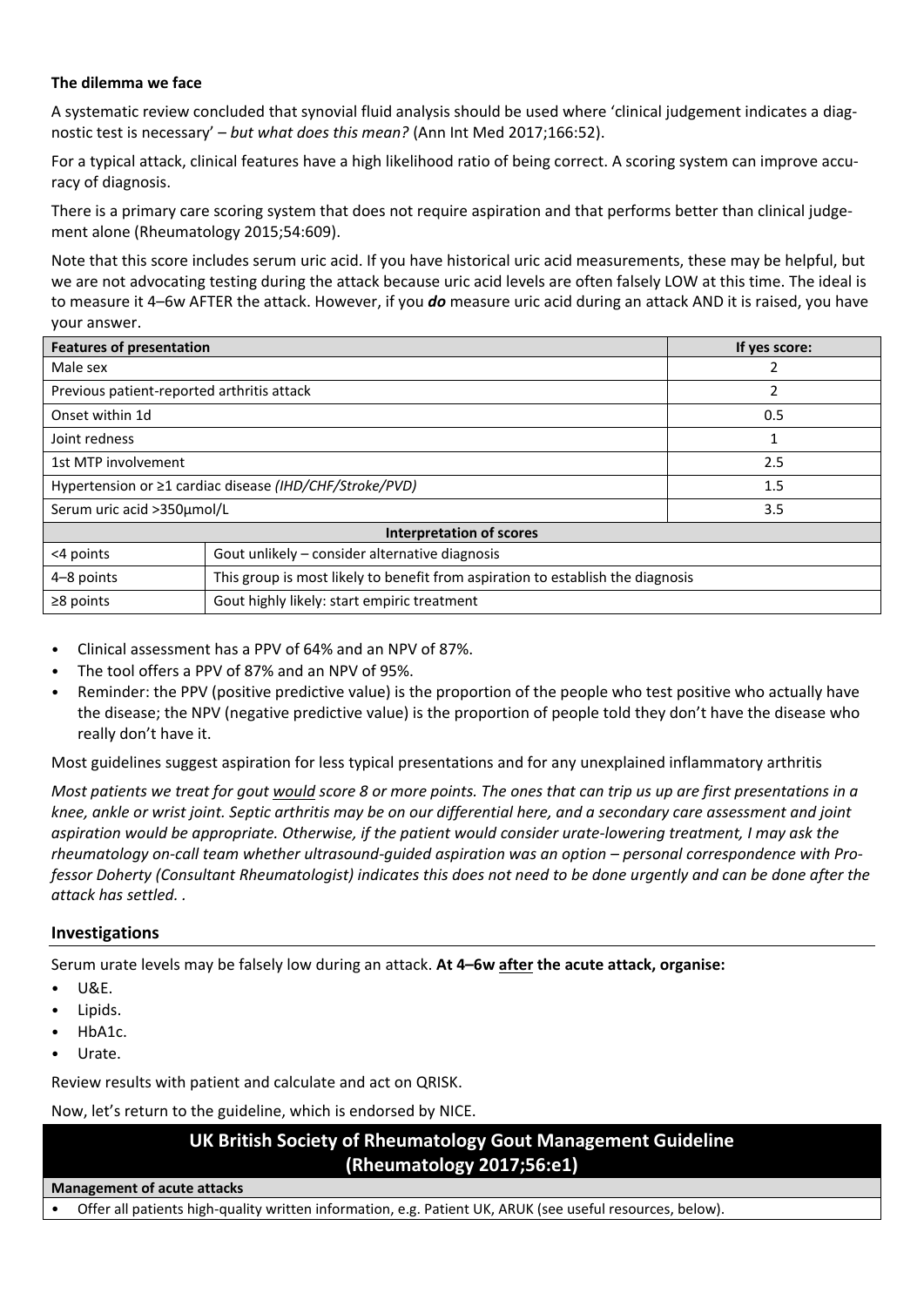**The dilemma we face**

A systematic review concluded that synovial fluid analysis should be used where 'clinical judgement indicates a diagnostic test is necessary' – *but what does this mean?* (Ann Int Med 2017;166:52).

For a typical attack, clinical features have a high likelihood ratio of being correct. A scoring system can improve accuracy of diagnosis.

There is a primary care scoring system that does not require aspiration and that performs better than clinical judgement alone (Rheumatology 2015;54:609).

Note that this score includes serum uric acid. If you have historical uric acid measurements, these may be helpful, but we are not advocating testing during the attack because uric acid levels are often falsely LOW at this time. The ideal is to measure it 4–6w AFTER the attack. However, if you ***do*** measure uric acid during an attack AND it is raised, you have your answer.

| **Features of presentation** | | **If yes score:** |
|---|---|---|
| Male sex | | 2 |
| Previous patient-reported arthritis attack | | 2 |
| Onset within 1d | | 0.5 |
| Joint redness | | 1 |
| 1st MTP involvement | | 2.5 |
| Hypertension or ≥1 cardiac disease *(IHD/CHF/Stroke/PVD)* | | 1.5 |
| Serum uric acid >350µmol/L | | 3.5 |
| **Interpretation of scores** | | |
| <4 points | Gout unlikely – consider alternative diagnosis | |
| 4–8 points | This group is most likely to benefit from aspiration to establish the diagnosis | |
| ≥8 points | Gout highly likely: start empiric treatment | |

- Clinical assessment has a PPV of 64% and an NPV of 87%.
- The tool offers a PPV of 87% and an NPV of 95%.
- Reminder: the PPV (positive predictive value) is the proportion of the people who test positive who actually have the disease; the NPV (negative predictive value) is the proportion of people told they don't have the disease who really don't have it.

Most guidelines suggest aspiration for less typical presentations and for any unexplained inflammatory arthritis

*Most patients we treat for gout would score 8 or more points. The ones that can trip us up are first presentations in a knee, ankle or wrist joint. Septic arthritis may be on our differential here, and a secondary care assessment and joint aspiration would be appropriate. Otherwise, if the patient would consider urate-lowering treatment, I may ask the rheumatology on-call team whether ultrasound-guided aspiration was an option – personal correspondence with Professor Doherty (Consultant Rheumatologist) indicates this does not need to be done urgently and can be done after the attack has settled. .*

## Investigations

Serum urate levels may be falsely low during an attack. **At 4–6w after the acute attack, organise:**

- U&E.
- Lipids.
- HbA1c.
- Urate.

Review results with patient and calculate and act on QRISK.

Now, let's return to the guideline, which is endorsed by NICE.

| **UK British Society of Rheumatology Gout Management Guideline (Rheumatology 2017;56:e1)** |
|---|
| **Management of acute attacks** |
| • Offer all patients high-quality written information, e.g. Patient UK, ARUK (see useful resources, below). |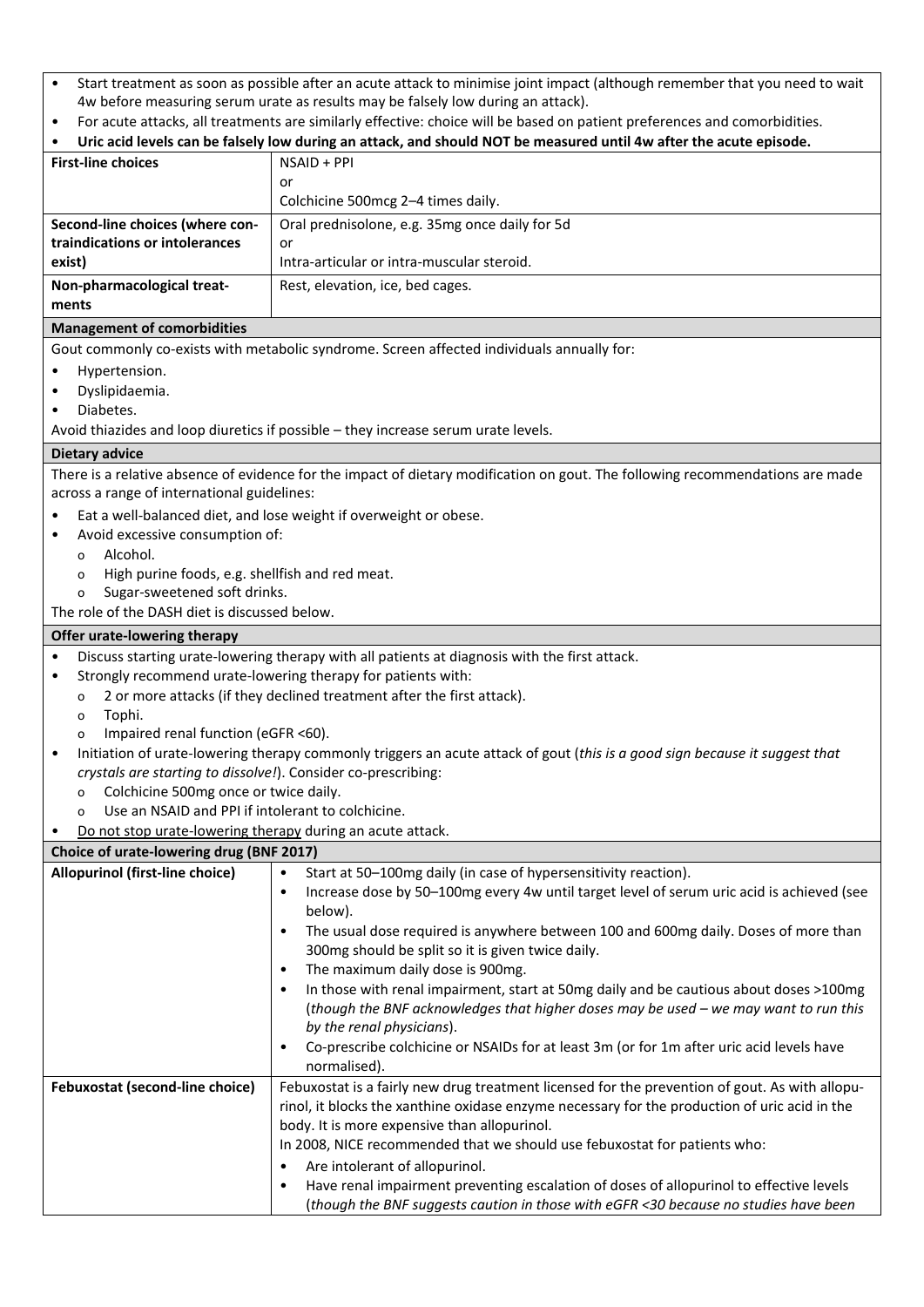- Start treatment as soon as possible after an acute attack to minimise joint impact (although remember that you need to wait 4w before measuring serum urate as results may be falsely low during an attack).
- For acute attacks, all treatments are similarly effective: choice will be based on patient preferences and comorbidities.
- **Uric acid levels can be falsely low during an attack, and should NOT be measured until 4w after the acute episode.**

| | |
|---|---|
| **First-line choices** | NSAID + PPI<br>or<br>Colchicine 500mcg 2–4 times daily. |
| **Second-line choices (where contraindications or intolerances exist)** | Oral prednisolone, e.g. 35mg once daily for 5d<br>or<br>Intra-articular or intra-muscular steroid. |
| **Non-pharmacological treatments** | Rest, elevation, ice, bed cages. |

### Management of comorbidities

Gout commonly co-exists with metabolic syndrome. Screen affected individuals annually for:

- Hypertension.
- Dyslipidaemia.
- Diabetes.

Avoid thiazides and loop diuretics if possible – they increase serum urate levels.

### Dietary advice

There is a relative absence of evidence for the impact of dietary modification on gout. The following recommendations are made across a range of international guidelines:

- Eat a well-balanced diet, and lose weight if overweight or obese.
- Avoid excessive consumption of:
  - Alcohol.
  - High purine foods, e.g. shellfish and red meat.
  - Sugar-sweetened soft drinks.

The role of the DASH diet is discussed below.

### Offer urate-lowering therapy

- Discuss starting urate-lowering therapy with all patients at diagnosis with the first attack.
- Strongly recommend urate-lowering therapy for patients with:
  - 2 or more attacks (if they declined treatment after the first attack).
  - Tophi.
  - Impaired renal function (eGFR <60).
- Initiation of urate-lowering therapy commonly triggers an acute attack of gout (*this is a good sign because it suggest that crystals are starting to dissolve!*). Consider co-prescribing:
  - Colchicine 500mg once or twice daily.
  - Use an NSAID and PPI if intolerant to colchicine.
- <u>Do not stop urate-lowering therapy</u> during an acute attack.

### Choice of urate-lowering drug (BNF 2017)

| | |
|---|---|
| **Allopurinol (first-line choice)** | • Start at 50–100mg daily (in case of hypersensitivity reaction).<br>• Increase dose by 50–100mg every 4w until target level of serum uric acid is achieved (see below).<br>• The usual dose required is anywhere between 100 and 600mg daily. Doses of more than 300mg should be split so it is given twice daily.<br>• The maximum daily dose is 900mg.<br>• In those with renal impairment, start at 50mg daily and be cautious about doses >100mg (*though the BNF acknowledges that higher doses may be used – we may want to run this by the renal physicians*).<br>• Co-prescribe colchicine or NSAIDs for at least 3m (or for 1m after uric acid levels have normalised). |
| **Febuxostat (second-line choice)** | Febuxostat is a fairly new drug treatment licensed for the prevention of gout. As with allopurinol, it blocks the xanthine oxidase enzyme necessary for the production of uric acid in the body. It is more expensive than allopurinol.<br>In 2008, NICE recommended that we should use febuxostat for patients who:<br>• Are intolerant of allopurinol.<br>• Have renal impairment preventing escalation of doses of allopurinol to effective levels (*though the BNF suggests caution in those with eGFR <30 because no studies have been* |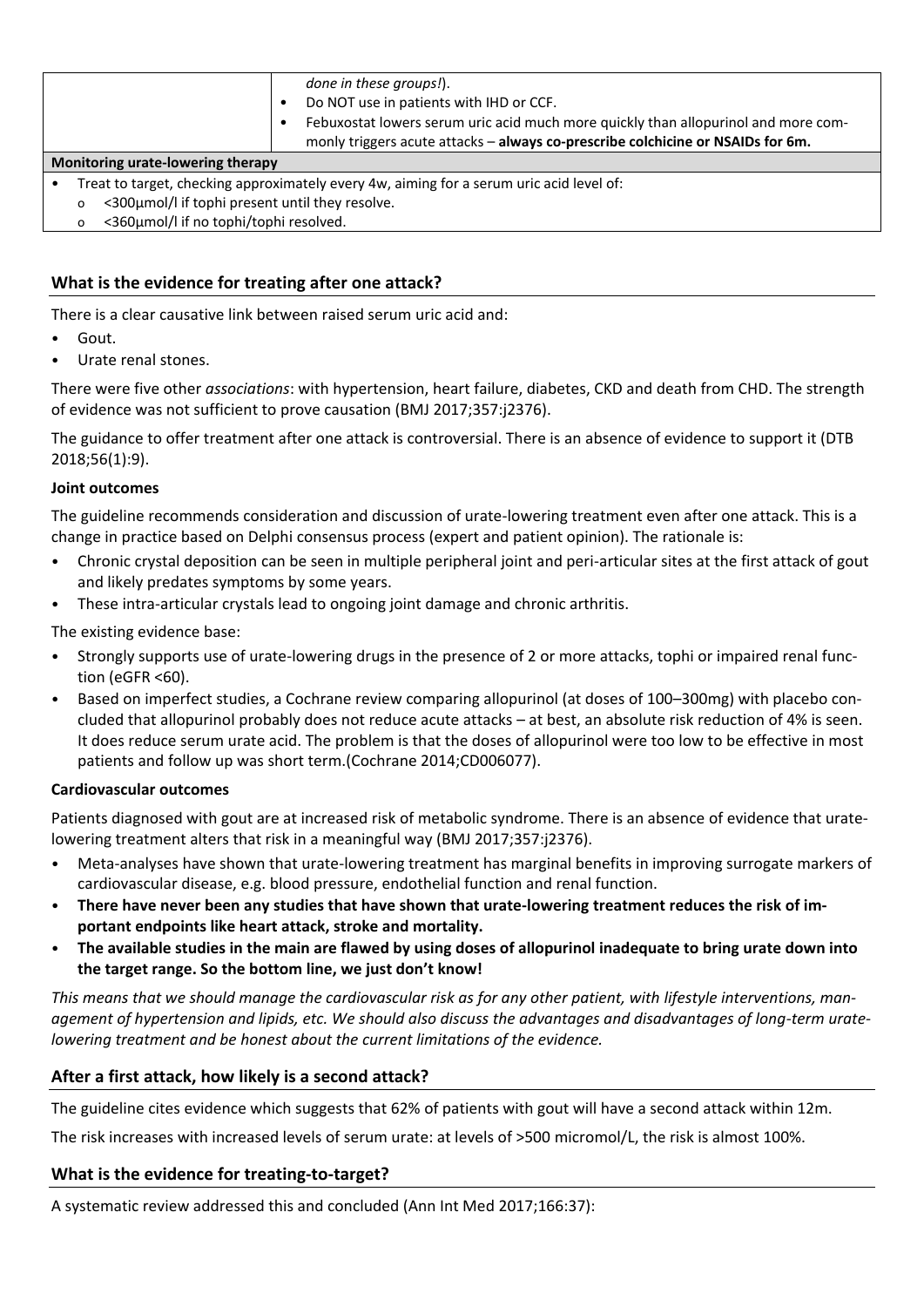| | *done in these groups!*).<br>• Do NOT use in patients with IHD or CCF.<br>• Febuxostat lowers serum uric acid much more quickly than allopurinol and more commonly triggers acute attacks – **always co-prescribe colchicine or NSAIDs for 6m.** |
|---|---|
| **Monitoring urate-lowering therapy** | |
| • Treat to target, checking approximately every 4w, aiming for a serum uric acid level of:<br>  o <300µmol/l if tophi present until they resolve.<br>  o <360µmol/l if no tophi/tophi resolved. | |

## What is the evidence for treating after one attack?

There is a clear causative link between raised serum uric acid and:

- Gout.
- Urate renal stones.

There were five other *associations*: with hypertension, heart failure, diabetes, CKD and death from CHD. The strength of evidence was not sufficient to prove causation (BMJ 2017;357:j2376).

The guidance to offer treatment after one attack is controversial. There is an absence of evidence to support it (DTB 2018;56(1):9).

### Joint outcomes

The guideline recommends consideration and discussion of urate-lowering treatment even after one attack. This is a change in practice based on Delphi consensus process (expert and patient opinion). The rationale is:

- Chronic crystal deposition can be seen in multiple peripheral joint and peri-articular sites at the first attack of gout and likely predates symptoms by some years.
- These intra-articular crystals lead to ongoing joint damage and chronic arthritis.

The existing evidence base:

- Strongly supports use of urate-lowering drugs in the presence of 2 or more attacks, tophi or impaired renal function (eGFR <60).
- Based on imperfect studies, a Cochrane review comparing allopurinol (at doses of 100–300mg) with placebo concluded that allopurinol probably does not reduce acute attacks – at best, an absolute risk reduction of 4% is seen. It does reduce serum urate acid. The problem is that the doses of allopurinol were too low to be effective in most patients and follow up was short term.(Cochrane 2014;CD006077).

### Cardiovascular outcomes

Patients diagnosed with gout are at increased risk of metabolic syndrome. There is an absence of evidence that urate-lowering treatment alters that risk in a meaningful way (BMJ 2017;357:j2376).

- Meta-analyses have shown that urate-lowering treatment has marginal benefits in improving surrogate markers of cardiovascular disease, e.g. blood pressure, endothelial function and renal function.
- **There have never been any studies that have shown that urate-lowering treatment reduces the risk of important endpoints like heart attack, stroke and mortality.**
- **The available studies in the main are flawed by using doses of allopurinol inadequate to bring urate down into the target range. So the bottom line, we just don't know!**

*This means that we should manage the cardiovascular risk as for any other patient, with lifestyle interventions, management of hypertension and lipids, etc. We should also discuss the advantages and disadvantages of long-term urate-lowering treatment and be honest about the current limitations of the evidence.*

## After a first attack, how likely is a second attack?

The guideline cites evidence which suggests that 62% of patients with gout will have a second attack within 12m.

The risk increases with increased levels of serum urate: at levels of >500 micromol/L, the risk is almost 100%.

## What is the evidence for treating-to-target?

A systematic review addressed this and concluded (Ann Int Med 2017;166:37):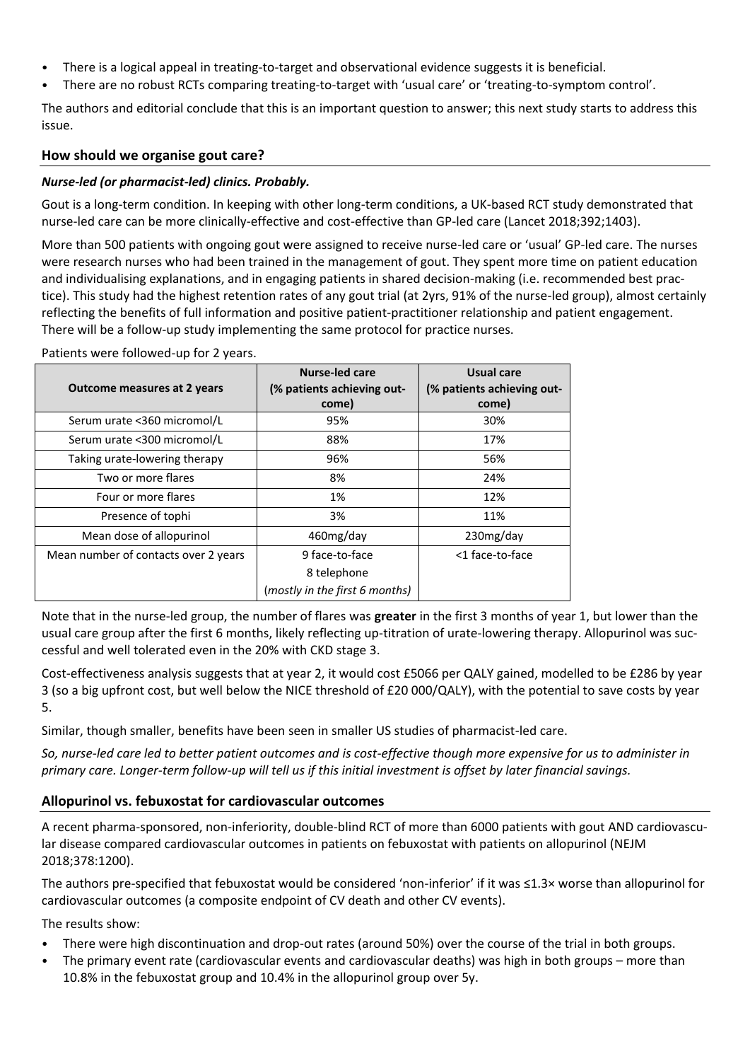- There is a logical appeal in treating-to-target and observational evidence suggests it is beneficial.
- There are no robust RCTs comparing treating-to-target with 'usual care' or 'treating-to-symptom control'.

The authors and editorial conclude that this is an important question to answer; this next study starts to address this issue.

### How should we organise gout care?

***Nurse-led (or pharmacist-led) clinics. Probably.***

Gout is a long-term condition. In keeping with other long-term conditions, a UK-based RCT study demonstrated that nurse-led care can be more clinically-effective and cost-effective than GP-led care (Lancet 2018;392;1403).

More than 500 patients with ongoing gout were assigned to receive nurse-led care or 'usual' GP-led care. The nurses were research nurses who had been trained in the management of gout. They spent more time on patient education and individualising explanations, and in engaging patients in shared decision-making (i.e. recommended best practice). This study had the highest retention rates of any gout trial (at 2yrs, 91% of the nurse-led group), almost certainly reflecting the benefits of full information and positive patient-practitioner relationship and patient engagement. There will be a follow-up study implementing the same protocol for practice nurses.

Patients were followed-up for 2 years.

| Outcome measures at 2 years | Nurse-led care (% patients achieving outcome) | Usual care (% patients achieving outcome) |
|---|---|---|
| Serum urate <360 micromol/L | 95% | 30% |
| Serum urate <300 micromol/L | 88% | 17% |
| Taking urate-lowering therapy | 96% | 56% |
| Two or more flares | 8% | 24% |
| Four or more flares | 1% | 12% |
| Presence of tophi | 3% | 11% |
| Mean dose of allopurinol | 460mg/day | 230mg/day |
| Mean number of contacts over 2 years | 9 face-to-face<br>8 telephone<br>(*mostly in the first 6 months*) | <1 face-to-face |

Note that in the nurse-led group, the number of flares was **greater** in the first 3 months of year 1, but lower than the usual care group after the first 6 months, likely reflecting up-titration of urate-lowering therapy. Allopurinol was successful and well tolerated even in the 20% with CKD stage 3.

Cost-effectiveness analysis suggests that at year 2, it would cost £5066 per QALY gained, modelled to be £286 by year 3 (so a big upfront cost, but well below the NICE threshold of £20 000/QALY), with the potential to save costs by year 5.

Similar, though smaller, benefits have been seen in smaller US studies of pharmacist-led care.

*So, nurse-led care led to better patient outcomes and is cost-effective though more expensive for us to administer in primary care. Longer-term follow-up will tell us if this initial investment is offset by later financial savings.*

### Allopurinol vs. febuxostat for cardiovascular outcomes

A recent pharma-sponsored, non-inferiority, double-blind RCT of more than 6000 patients with gout AND cardiovascular disease compared cardiovascular outcomes in patients on febuxostat with patients on allopurinol (NEJM 2018;378:1200).

The authors pre-specified that febuxostat would be considered 'non-inferior' if it was ≤1.3× worse than allopurinol for cardiovascular outcomes (a composite endpoint of CV death and other CV events).

The results show:

- There were high discontinuation and drop-out rates (around 50%) over the course of the trial in both groups.
- The primary event rate (cardiovascular events and cardiovascular deaths) was high in both groups – more than 10.8% in the febuxostat group and 10.4% in the allopurinol group over 5y.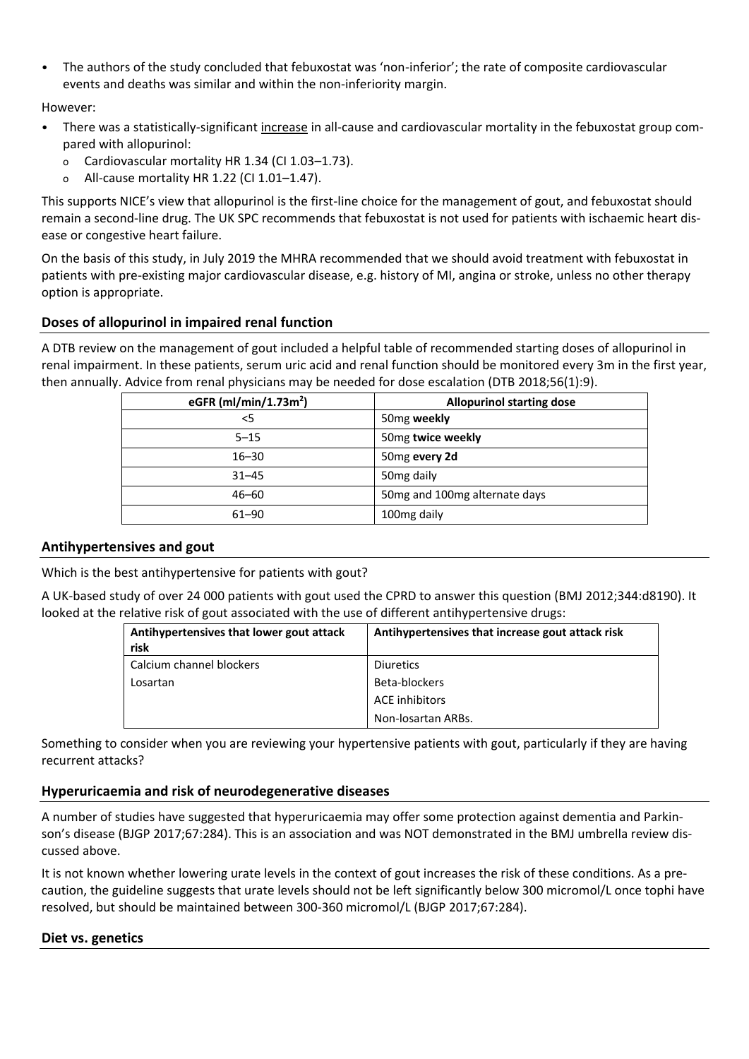- The authors of the study concluded that febuxostat was 'non-inferior'; the rate of composite cardiovascular events and deaths was similar and within the non-inferiority margin.

However:

- There was a statistically-significant <u>increase</u> in all-cause and cardiovascular mortality in the febuxostat group compared with allopurinol:
  - Cardiovascular mortality HR 1.34 (CI 1.03–1.73).
  - All-cause mortality HR 1.22 (CI 1.01–1.47).

This supports NICE's view that allopurinol is the first-line choice for the management of gout, and febuxostat should remain a second-line drug. The UK SPC recommends that febuxostat is not used for patients with ischaemic heart disease or congestive heart failure.

On the basis of this study, in July 2019 the MHRA recommended that we should avoid treatment with febuxostat in patients with pre-existing major cardiovascular disease, e.g. history of MI, angina or stroke, unless no other therapy option is appropriate.

## Doses of allopurinol in impaired renal function

A DTB review on the management of gout included a helpful table of recommended starting doses of allopurinol in renal impairment. In these patients, serum uric acid and renal function should be monitored every 3m in the first year, then annually. Advice from renal physicians may be needed for dose escalation (DTB 2018;56(1):9).

| eGFR (ml/min/1.73m$^2$) | Allopurinol starting dose |
| --- | --- |
| <5 | 50mg **weekly** |
| 5–15 | 50mg **twice weekly** |
| 16–30 | 50mg **every 2d** |
| 31–45 | 50mg daily |
| 46–60 | 50mg and 100mg alternate days |
| 61–90 | 100mg daily |

## Antihypertensives and gout

Which is the best antihypertensive for patients with gout?

A UK-based study of over 24 000 patients with gout used the CPRD to answer this question (BMJ 2012;344:d8190). It looked at the relative risk of gout associated with the use of different antihypertensive drugs:

| Antihypertensives that lower gout attack risk | Antihypertensives that increase gout attack risk |
| --- | --- |
| Calcium channel blockers | Diuretics |
| Losartan | Beta-blockers |
| | ACE inhibitors |
| | Non-losartan ARBs. |

Something to consider when you are reviewing your hypertensive patients with gout, particularly if they are having recurrent attacks?

## Hyperuricaemia and risk of neurodegenerative diseases

A number of studies have suggested that hyperuricaemia may offer some protection against dementia and Parkinson's disease (BJGP 2017;67:284). This is an association and was NOT demonstrated in the BMJ umbrella review discussed above.

It is not known whether lowering urate levels in the context of gout increases the risk of these conditions. As a precaution, the guideline suggests that urate levels should not be left significantly below 300 micromol/L once tophi have resolved, but should be maintained between 300-360 micromol/L (BJGP 2017;67:284).

## Diet vs. genetics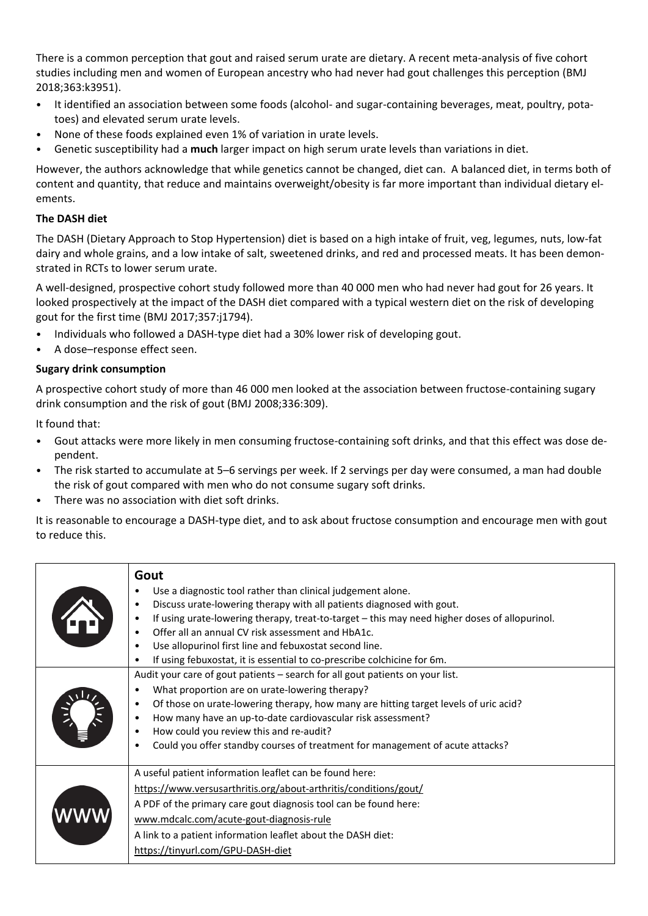There is a common perception that gout and raised serum urate are dietary. A recent meta-analysis of five cohort studies including men and women of European ancestry who had never had gout challenges this perception (BMJ 2018;363:k3951).

- It identified an association between some foods (alcohol- and sugar-containing beverages, meat, poultry, potatoes) and elevated serum urate levels.
- None of these foods explained even 1% of variation in urate levels.
- Genetic susceptibility had a **much** larger impact on high serum urate levels than variations in diet.

However, the authors acknowledge that while genetics cannot be changed, diet can. A balanced diet, in terms both of content and quantity, that reduce and maintains overweight/obesity is far more important than individual dietary elements.

**The DASH diet**

The DASH (Dietary Approach to Stop Hypertension) diet is based on a high intake of fruit, veg, legumes, nuts, low-fat dairy and whole grains, and a low intake of salt, sweetened drinks, and red and processed meats. It has been demonstrated in RCTs to lower serum urate.

A well-designed, prospective cohort study followed more than 40 000 men who had never had gout for 26 years. It looked prospectively at the impact of the DASH diet compared with a typical western diet on the risk of developing gout for the first time (BMJ 2017;357:j1794).

- Individuals who followed a DASH-type diet had a 30% lower risk of developing gout.
- A dose–response effect seen.

**Sugary drink consumption**

A prospective cohort study of more than 46 000 men looked at the association between fructose-containing sugary drink consumption and the risk of gout (BMJ 2008;336:309).

It found that:

- Gout attacks were more likely in men consuming fructose-containing soft drinks, and that this effect was dose dependent.
- The risk started to accumulate at 5–6 servings per week. If 2 servings per day were consumed, a man had double the risk of gout compared with men who do not consume sugary soft drinks.
- There was no association with diet soft drinks.

It is reasonable to encourage a DASH-type diet, and to ask about fructose consumption and encourage men with gout to reduce this.

**Gout**

- Use a diagnostic tool rather than clinical judgement alone.
- Discuss urate-lowering therapy with all patients diagnosed with gout.
- If using urate-lowering therapy, treat-to-target – this may need higher doses of allopurinol.
- Offer all an annual CV risk assessment and HbA1c.
- Use allopurinol first line and febuxostat second line.
- If using febuxostat, it is essential to co-prescribe colchicine for 6m.

Audit your care of gout patients – search for all gout patients on your list.

- What proportion are on urate-lowering therapy?
- Of those on urate-lowering therapy, how many are hitting target levels of uric acid?
- How many have an up-to-date cardiovascular risk assessment?
- How could you review this and re-audit?
- Could you offer standby courses of treatment for management of acute attacks?

A useful patient information leaflet can be found here:

https://www.versusarthritis.org/about-arthritis/conditions/gout/

A PDF of the primary care gout diagnosis tool can be found here:

www.mdcalc.com/acute-gout-diagnosis-rule

A link to a patient information leaflet about the DASH diet:

https://tinyurl.com/GPU-DASH-diet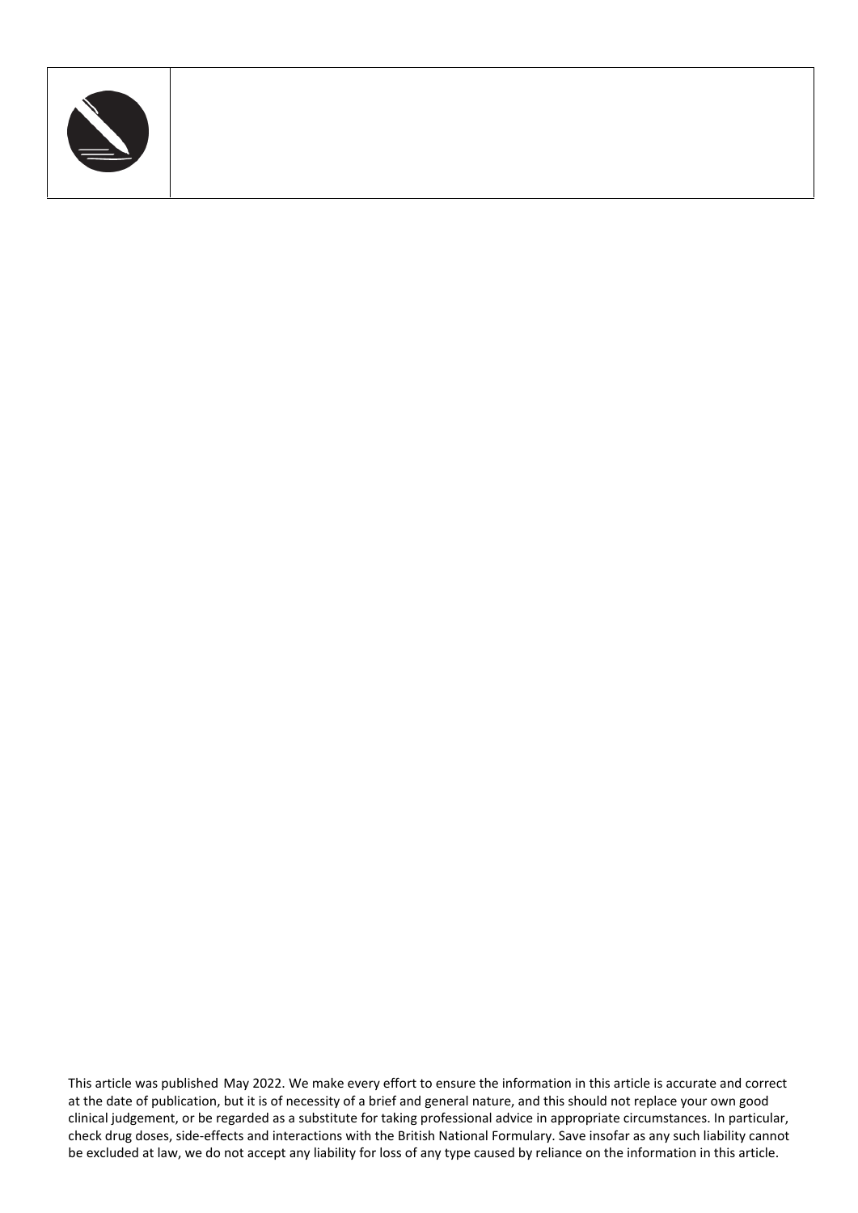This article was published May 2022. We make every effort to ensure the information in this article is accurate and correct at the date of publication, but it is of necessity of a brief and general nature, and this should not replace your own good clinical judgement, or be regarded as a substitute for taking professional advice in appropriate circumstances. In particular, check drug doses, side-effects and interactions with the British National Formulary. Save insofar as any such liability cannot be excluded at law, we do not accept any liability for loss of any type caused by reliance on the information in this article.